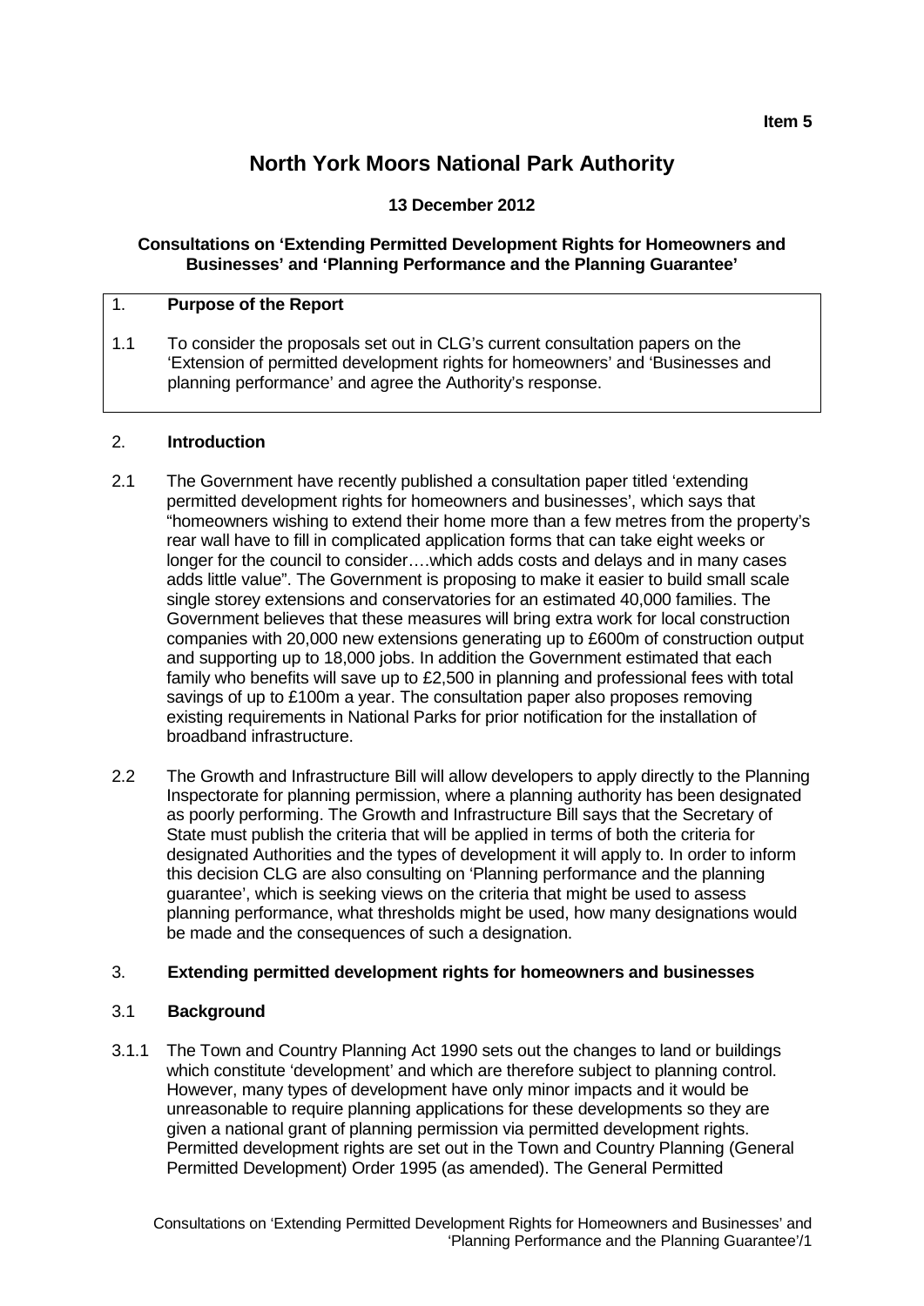**Item 5**

# North York Moors National Park Authority

**13 December 2012**

**Consultations on 'Extending Permitted Development Rights for Homeowners and Businesses' and 'Planning Performance and the Planning Guarantee'**

## 1. Purpose of the Report

1.1 To consider the proposals set out in CLG's current consultation papers on the 'Extension of permitted development rights for homeowners' and 'Businesses and planning performance' and agree the Authority's response.

## 2. Introduction

2.1 The Government have recently published a consultation paper titled 'extending permitted development rights for homeowners and businesses', which says that "homeowners wishing to extend their home more than a few metres from the property's rear wall have to fill in complicated application forms that can take eight weeks or longer for the council to consider….which adds costs and delays and in many cases adds little value". The Government is proposing to make it easier to build small scale single storey extensions and conservatories for an estimated 40,000 families. The Government believes that these measures will bring extra work for local construction companies with 20,000 new extensions generating up to £600m of construction output and supporting up to 18,000 jobs. In addition the Government estimated that each family who benefits will save up to £2,500 in planning and professional fees with total savings of up to £100m a year. The consultation paper also proposes removing existing requirements in National Parks for prior notification for the installation of broadband infrastructure.

2.2 The Growth and Infrastructure Bill will allow developers to apply directly to the Planning Inspectorate for planning permission, where a planning authority has been designated as poorly performing. The Growth and Infrastructure Bill says that the Secretary of State must publish the criteria that will be applied in terms of both the criteria for designated Authorities and the types of development it will apply to. In order to inform this decision CLG are also consulting on 'Planning performance and the planning guarantee', which is seeking views on the criteria that might be used to assess planning performance, what thresholds might be used, how many designations would be made and the consequences of such a designation.

## 3. Extending permitted development rights for homeowners and businesses

### 3.1 Background

3.1.1 The Town and Country Planning Act 1990 sets out the changes to land or buildings which constitute 'development' and which are therefore subject to planning control. However, many types of development have only minor impacts and it would be unreasonable to require planning applications for these developments so they are given a national grant of planning permission via permitted development rights. Permitted development rights are set out in the Town and Country Planning (General Permitted Development) Order 1995 (as amended). The General Permitted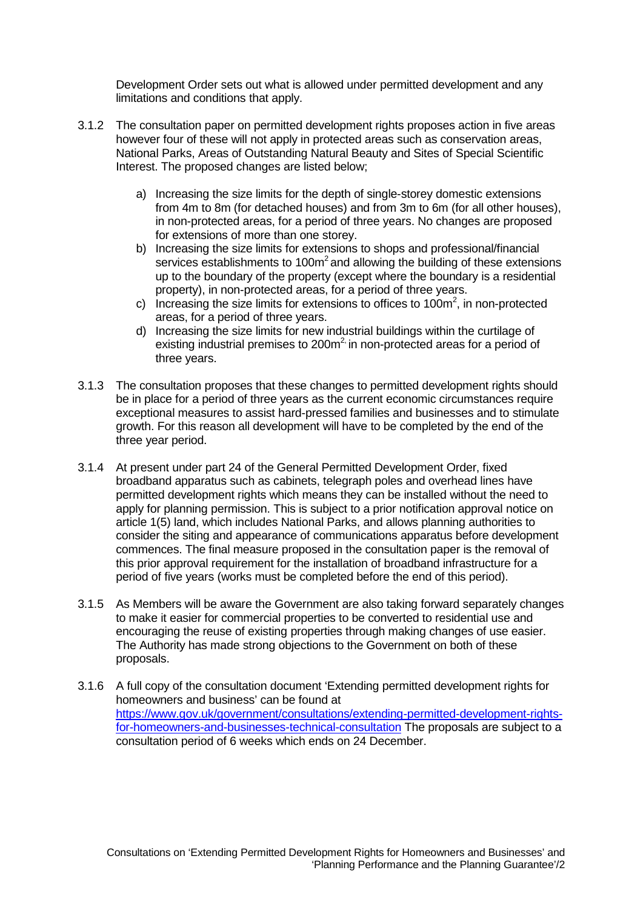Development Order sets out what is allowed under permitted development and any limitations and conditions that apply.

3.1.2 The consultation paper on permitted development rights proposes action in five areas however four of these will not apply in protected areas such as conservation areas, National Parks, Areas of Outstanding Natural Beauty and Sites of Special Scientific Interest. The proposed changes are listed below;

   a) Increasing the size limits for the depth of single-storey domestic extensions from 4m to 8m (for detached houses) and from 3m to 6m (for all other houses), in non-protected areas, for a period of three years. No changes are proposed for extensions of more than one storey.
   b) Increasing the size limits for extensions to shops and professional/financial services establishments to 100m$^2$ and allowing the building of these extensions up to the boundary of the property (except where the boundary is a residential property), in non-protected areas, for a period of three years.
   c) Increasing the size limits for extensions to offices to 100m$^2$, in non-protected areas, for a period of three years.
   d) Increasing the size limits for new industrial buildings within the curtilage of existing industrial premises to 200m$^2$ in non-protected areas for a period of three years.

3.1.3 The consultation proposes that these changes to permitted development rights should be in place for a period of three years as the current economic circumstances require exceptional measures to assist hard-pressed families and businesses and to stimulate growth. For this reason all development will have to be completed by the end of the three year period.

3.1.4 At present under part 24 of the General Permitted Development Order, fixed broadband apparatus such as cabinets, telegraph poles and overhead lines have permitted development rights which means they can be installed without the need to apply for planning permission. This is subject to a prior notification approval notice on article 1(5) land, which includes National Parks, and allows planning authorities to consider the siting and appearance of communications apparatus before development commences. The final measure proposed in the consultation paper is the removal of this prior approval requirement for the installation of broadband infrastructure for a period of five years (works must be completed before the end of this period).

3.1.5 As Members will be aware the Government are also taking forward separately changes to make it easier for commercial properties to be converted to residential use and encouraging the reuse of existing properties through making changes of use easier. The Authority has made strong objections to the Government on both of these proposals.

3.1.6 A full copy of the consultation document 'Extending permitted development rights for homeowners and business' can be found at https://www.gov.uk/government/consultations/extending-permitted-development-rights-for-homeowners-and-businesses-technical-consultation The proposals are subject to a consultation period of 6 weeks which ends on 24 December.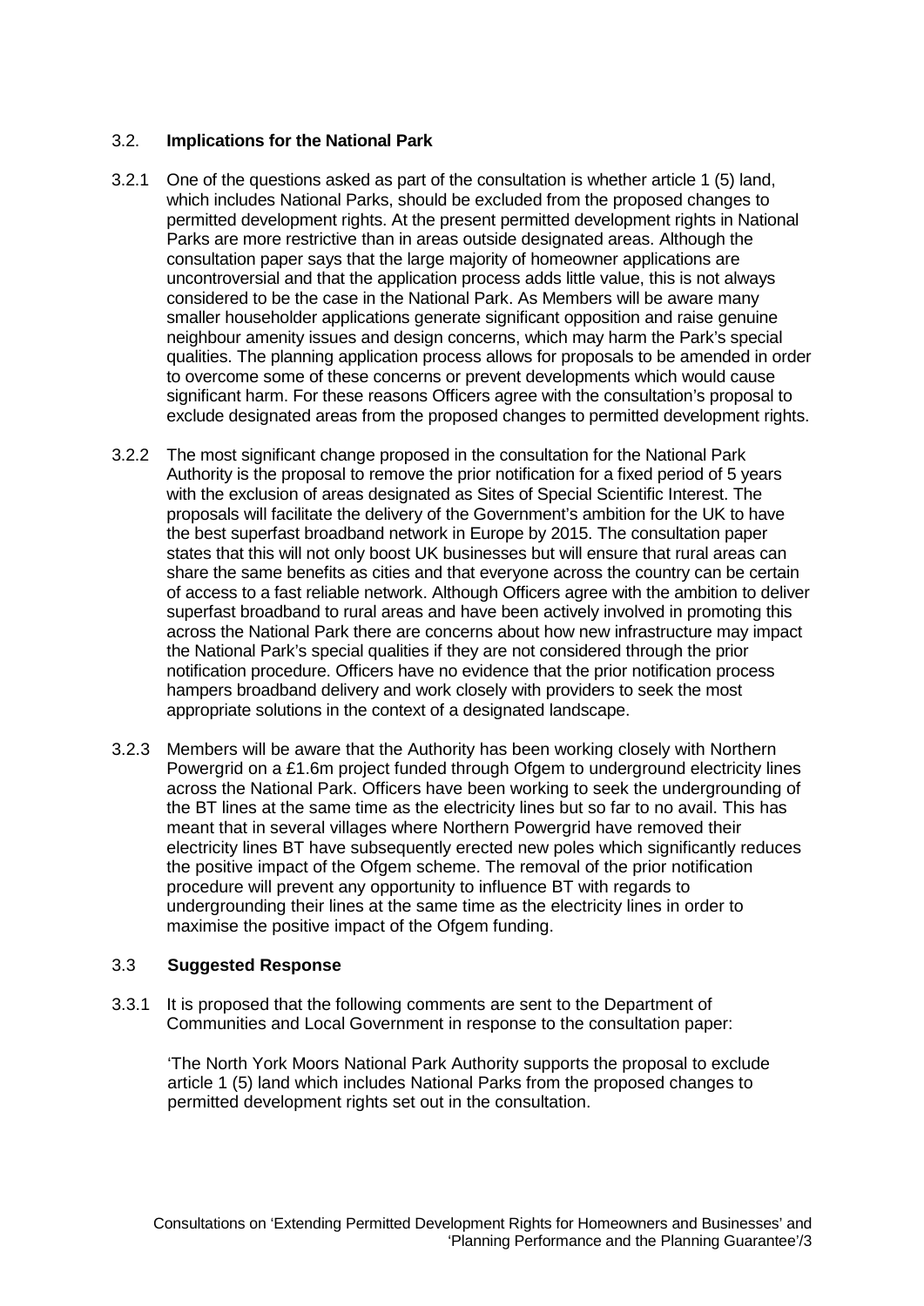### 3.2. Implications for the National Park

3.2.1 One of the questions asked as part of the consultation is whether article 1 (5) land, which includes National Parks, should be excluded from the proposed changes to permitted development rights. At the present permitted development rights in National Parks are more restrictive than in areas outside designated areas. Although the consultation paper says that the large majority of homeowner applications are uncontroversial and that the application process adds little value, this is not always considered to be the case in the National Park. As Members will be aware many smaller householder applications generate significant opposition and raise genuine neighbour amenity issues and design concerns, which may harm the Park's special qualities. The planning application process allows for proposals to be amended in order to overcome some of these concerns or prevent developments which would cause significant harm. For these reasons Officers agree with the consultation's proposal to exclude designated areas from the proposed changes to permitted development rights.

3.2.2 The most significant change proposed in the consultation for the National Park Authority is the proposal to remove the prior notification for a fixed period of 5 years with the exclusion of areas designated as Sites of Special Scientific Interest. The proposals will facilitate the delivery of the Government's ambition for the UK to have the best superfast broadband network in Europe by 2015. The consultation paper states that this will not only boost UK businesses but will ensure that rural areas can share the same benefits as cities and that everyone across the country can be certain of access to a fast reliable network. Although Officers agree with the ambition to deliver superfast broadband to rural areas and have been actively involved in promoting this across the National Park there are concerns about how new infrastructure may impact the National Park's special qualities if they are not considered through the prior notification procedure. Officers have no evidence that the prior notification process hampers broadband delivery and work closely with providers to seek the most appropriate solutions in the context of a designated landscape.

3.2.3 Members will be aware that the Authority has been working closely with Northern Powergrid on a £1.6m project funded through Ofgem to underground electricity lines across the National Park. Officers have been working to seek the undergrounding of the BT lines at the same time as the electricity lines but so far to no avail. This has meant that in several villages where Northern Powergrid have removed their electricity lines BT have subsequently erected new poles which significantly reduces the positive impact of the Ofgem scheme. The removal of the prior notification procedure will prevent any opportunity to influence BT with regards to undergrounding their lines at the same time as the electricity lines in order to maximise the positive impact of the Ofgem funding.

### 3.3 Suggested Response

3.3.1 It is proposed that the following comments are sent to the Department of Communities and Local Government in response to the consultation paper:

'The North York Moors National Park Authority supports the proposal to exclude article 1 (5) land which includes National Parks from the proposed changes to permitted development rights set out in the consultation.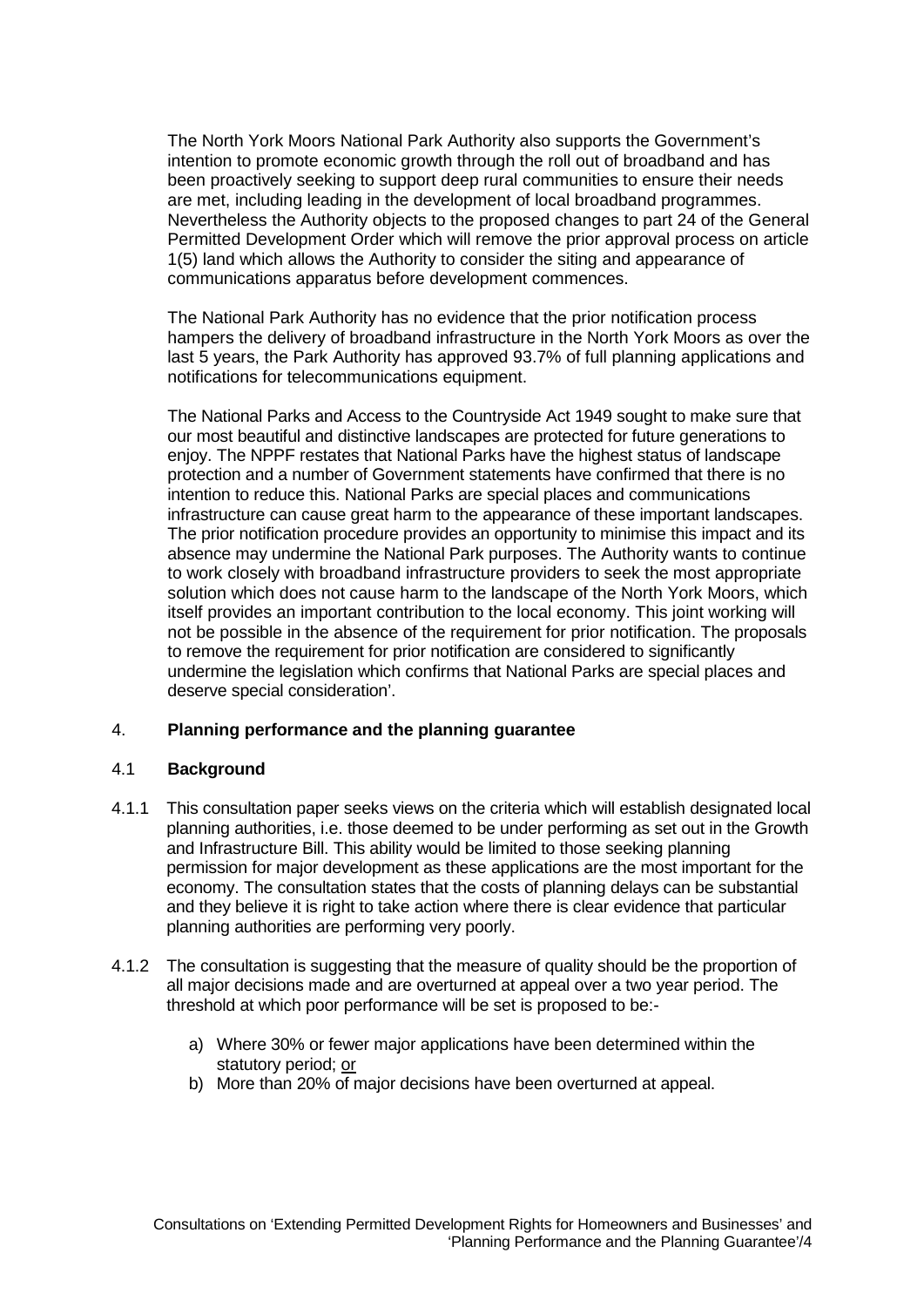The North York Moors National Park Authority also supports the Government's intention to promote economic growth through the roll out of broadband and has been proactively seeking to support deep rural communities to ensure their needs are met, including leading in the development of local broadband programmes. Nevertheless the Authority objects to the proposed changes to part 24 of the General Permitted Development Order which will remove the prior approval process on article 1(5) land which allows the Authority to consider the siting and appearance of communications apparatus before development commences.

The National Park Authority has no evidence that the prior notification process hampers the delivery of broadband infrastructure in the North York Moors as over the last 5 years, the Park Authority has approved 93.7% of full planning applications and notifications for telecommunications equipment.

The National Parks and Access to the Countryside Act 1949 sought to make sure that our most beautiful and distinctive landscapes are protected for future generations to enjoy. The NPPF restates that National Parks have the highest status of landscape protection and a number of Government statements have confirmed that there is no intention to reduce this. National Parks are special places and communications infrastructure can cause great harm to the appearance of these important landscapes. The prior notification procedure provides an opportunity to minimise this impact and its absence may undermine the National Park purposes. The Authority wants to continue to work closely with broadband infrastructure providers to seek the most appropriate solution which does not cause harm to the landscape of the North York Moors, which itself provides an important contribution to the local economy. This joint working will not be possible in the absence of the requirement for prior notification. The proposals to remove the requirement for prior notification are considered to significantly undermine the legislation which confirms that National Parks are special places and deserve special consideration'.

## 4. **Planning performance and the planning guarantee**

### 4.1 **Background**

4.1.1 This consultation paper seeks views on the criteria which will establish designated local planning authorities, i.e. those deemed to be under performing as set out in the Growth and Infrastructure Bill. This ability would be limited to those seeking planning permission for major development as these applications are the most important for the economy. The consultation states that the costs of planning delays can be substantial and they believe it is right to take action where there is clear evidence that particular planning authorities are performing very poorly.

4.1.2 The consultation is suggesting that the measure of quality should be the proportion of all major decisions made and are overturned at appeal over a two year period. The threshold at which poor performance will be set is proposed to be:-

a) Where 30% or fewer major applications have been determined within the statutory period; or
b) More than 20% of major decisions have been overturned at appeal.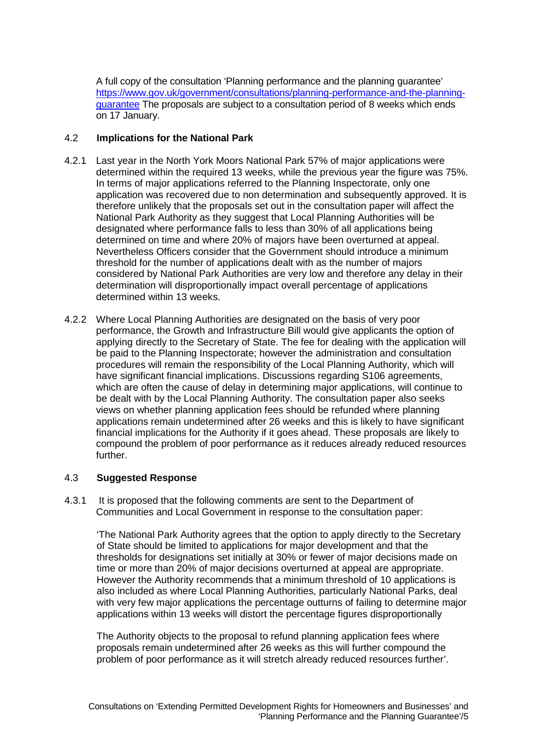A full copy of the consultation 'Planning performance and the planning guarantee' [https://www.gov.uk/government/consultations/planning-performance-and-the-planning-guarantee](https://www.gov.uk/government/consultations/planning-performance-and-the-planning-guarantee) The proposals are subject to a consultation period of 8 weeks which ends on 17 January.

### 4.2 Implications for the National Park

4.2.1 Last year in the North York Moors National Park 57% of major applications were determined within the required 13 weeks, while the previous year the figure was 75%. In terms of major applications referred to the Planning Inspectorate, only one application was recovered due to non determination and subsequently approved. It is therefore unlikely that the proposals set out in the consultation paper will affect the National Park Authority as they suggest that Local Planning Authorities will be designated where performance falls to less than 30% of all applications being determined on time and where 20% of majors have been overturned at appeal. Nevertheless Officers consider that the Government should introduce a minimum threshold for the number of applications dealt with as the number of majors considered by National Park Authorities are very low and therefore any delay in their determination will disproportionally impact overall percentage of applications determined within 13 weeks.

4.2.2 Where Local Planning Authorities are designated on the basis of very poor performance, the Growth and Infrastructure Bill would give applicants the option of applying directly to the Secretary of State. The fee for dealing with the application will be paid to the Planning Inspectorate; however the administration and consultation procedures will remain the responsibility of the Local Planning Authority, which will have significant financial implications. Discussions regarding S106 agreements, which are often the cause of delay in determining major applications, will continue to be dealt with by the Local Planning Authority. The consultation paper also seeks views on whether planning application fees should be refunded where planning applications remain undetermined after 26 weeks and this is likely to have significant financial implications for the Authority if it goes ahead. These proposals are likely to compound the problem of poor performance as it reduces already reduced resources further.

### 4.3 Suggested Response

4.3.1 It is proposed that the following comments are sent to the Department of Communities and Local Government in response to the consultation paper:

'The National Park Authority agrees that the option to apply directly to the Secretary of State should be limited to applications for major development and that the thresholds for designations set initially at 30% or fewer of major decisions made on time or more than 20% of major decisions overturned at appeal are appropriate. However the Authority recommends that a minimum threshold of 10 applications is also included as where Local Planning Authorities, particularly National Parks, deal with very few major applications the percentage outturns of failing to determine major applications within 13 weeks will distort the percentage figures disproportionally

The Authority objects to the proposal to refund planning application fees where proposals remain undetermined after 26 weeks as this will further compound the problem of poor performance as it will stretch already reduced resources further'.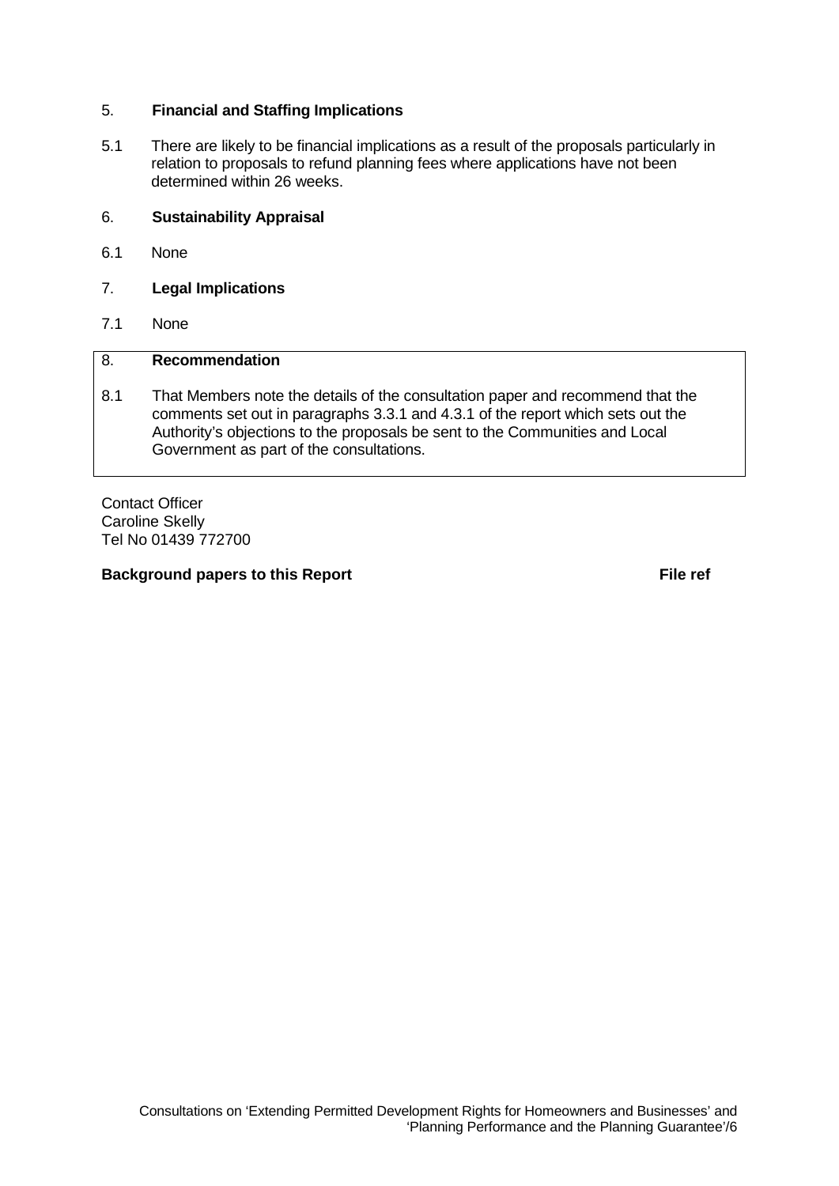## 5. Financial and Staffing Implications

5.1 There are likely to be financial implications as a result of the proposals particularly in relation to proposals to refund planning fees where applications have not been determined within 26 weeks.

## 6. Sustainability Appraisal

6.1 None

## 7. Legal Implications

7.1 None

## 8. Recommendation

8.1 That Members note the details of the consultation paper and recommend that the comments set out in paragraphs 3.3.1 and 4.3.1 of the report which sets out the Authority's objections to the proposals be sent to the Communities and Local Government as part of the consultations.

Contact Officer
Caroline Skelly
Tel No 01439 772700

**Background papers to this Report** **File ref**